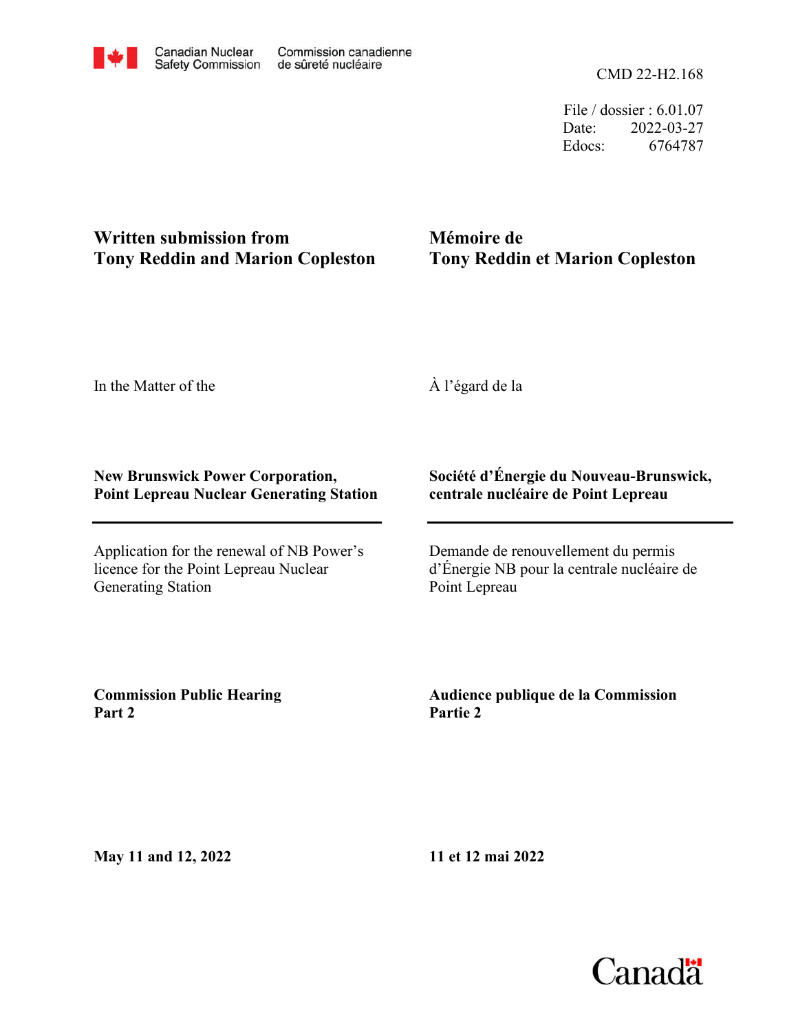Canadian Nuclear Safety Commission / Commission canadienne de sûreté nucléaire

CMD 22-H2.168

File / dossier : 6.01.07
Date: 2022-03-27
Edocs: 6764787

**Written submission from Tony Reddin and Marion Copleston**

**Mémoire de Tony Reddin et Marion Copleston**

In the Matter of the

À l'égard de la

**New Brunswick Power Corporation, Point Lepreau Nuclear Generating Station**

**Société d'Énergie du Nouveau-Brunswick, centrale nucléaire de Point Lepreau**

---

Application for the renewal of NB Power's licence for the Point Lepreau Nuclear Generating Station

Demande de renouvellement du permis d'Énergie NB pour la centrale nucléaire de Point Lepreau

**Commission Public Hearing Part 2**

**Audience publique de la Commission Partie 2**

**May 11 and 12, 2022**

**11 et 12 mai 2022**

Canada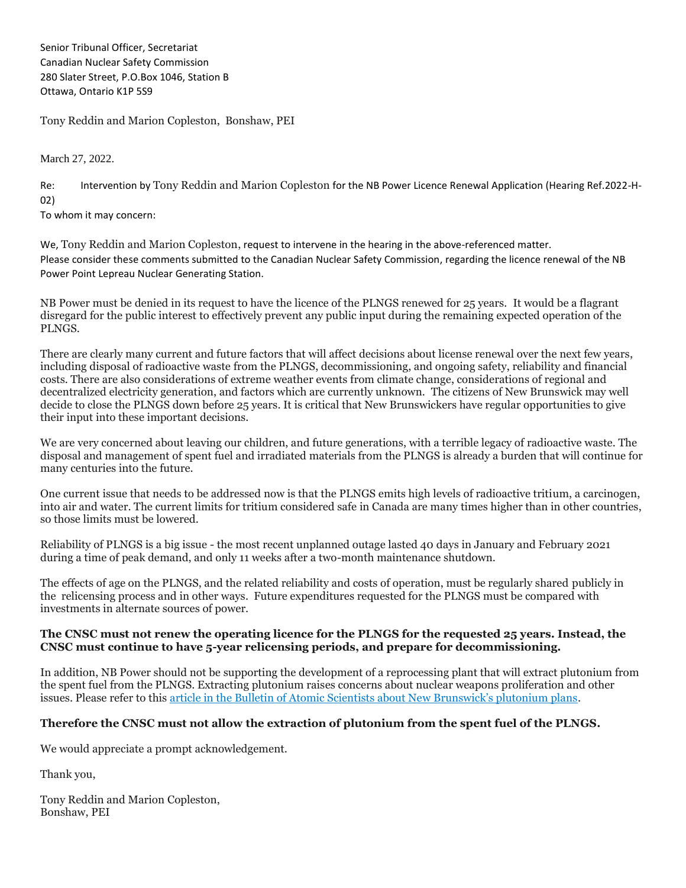Senior Tribunal Officer, Secretariat
Canadian Nuclear Safety Commission
280 Slater Street, P.O.Box 1046, Station B
Ottawa, Ontario K1P 5S9

Tony Reddin and Marion Copleston, Bonshaw, PEI

March 27, 2022.

Re: Intervention by Tony Reddin and Marion Copleston for the NB Power Licence Renewal Application (Hearing Ref.2022-H-02)

To whom it may concern:

We, Tony Reddin and Marion Copleston, request to intervene in the hearing in the above-referenced matter.
Please consider these comments submitted to the Canadian Nuclear Safety Commission, regarding the licence renewal of the NB Power Point Lepreau Nuclear Generating Station.

NB Power must be denied in its request to have the licence of the PLNGS renewed for 25 years. It would be a flagrant disregard for the public interest to effectively prevent any public input during the remaining expected operation of the PLNGS.

There are clearly many current and future factors that will affect decisions about license renewal over the next few years, including disposal of radioactive waste from the PLNGS, decommissioning, and ongoing safety, reliability and financial costs. There are also considerations of extreme weather events from climate change, considerations of regional and decentralized electricity generation, and factors which are currently unknown. The citizens of New Brunswick may well decide to close the PLNGS down before 25 years. It is critical that New Brunswickers have regular opportunities to give their input into these important decisions.

We are very concerned about leaving our children, and future generations, with a terrible legacy of radioactive waste. The disposal and management of spent fuel and irradiated materials from the PLNGS is already a burden that will continue for many centuries into the future.

One current issue that needs to be addressed now is that the PLNGS emits high levels of radioactive tritium, a carcinogen, into air and water. The current limits for tritium considered safe in Canada are many times higher than in other countries, so those limits must be lowered.

Reliability of PLNGS is a big issue - the most recent unplanned outage lasted 40 days in January and February 2021 during a time of peak demand, and only 11 weeks after a two-month maintenance shutdown.

The effects of age on the PLNGS, and the related reliability and costs of operation, must be regularly shared publicly in the relicensing process and in other ways. Future expenditures requested for the PLNGS must be compared with investments in alternate sources of power.

**The CNSC must not renew the operating licence for the PLNGS for the requested 25 years. Instead, the CNSC must continue to have 5-year relicensing periods, and prepare for decommissioning.**

In addition, NB Power should not be supporting the development of a reprocessing plant that will extract plutonium from the spent fuel from the PLNGS. Extracting plutonium raises concerns about nuclear weapons proliferation and other issues. Please refer to this [article in the Bulletin of Atomic Scientists about New Brunswick's plutonium plans]().

**Therefore the CNSC must not allow the extraction of plutonium from the spent fuel of the PLNGS.**

We would appreciate a prompt acknowledgement.

Thank you,

Tony Reddin and Marion Copleston,
Bonshaw, PEI